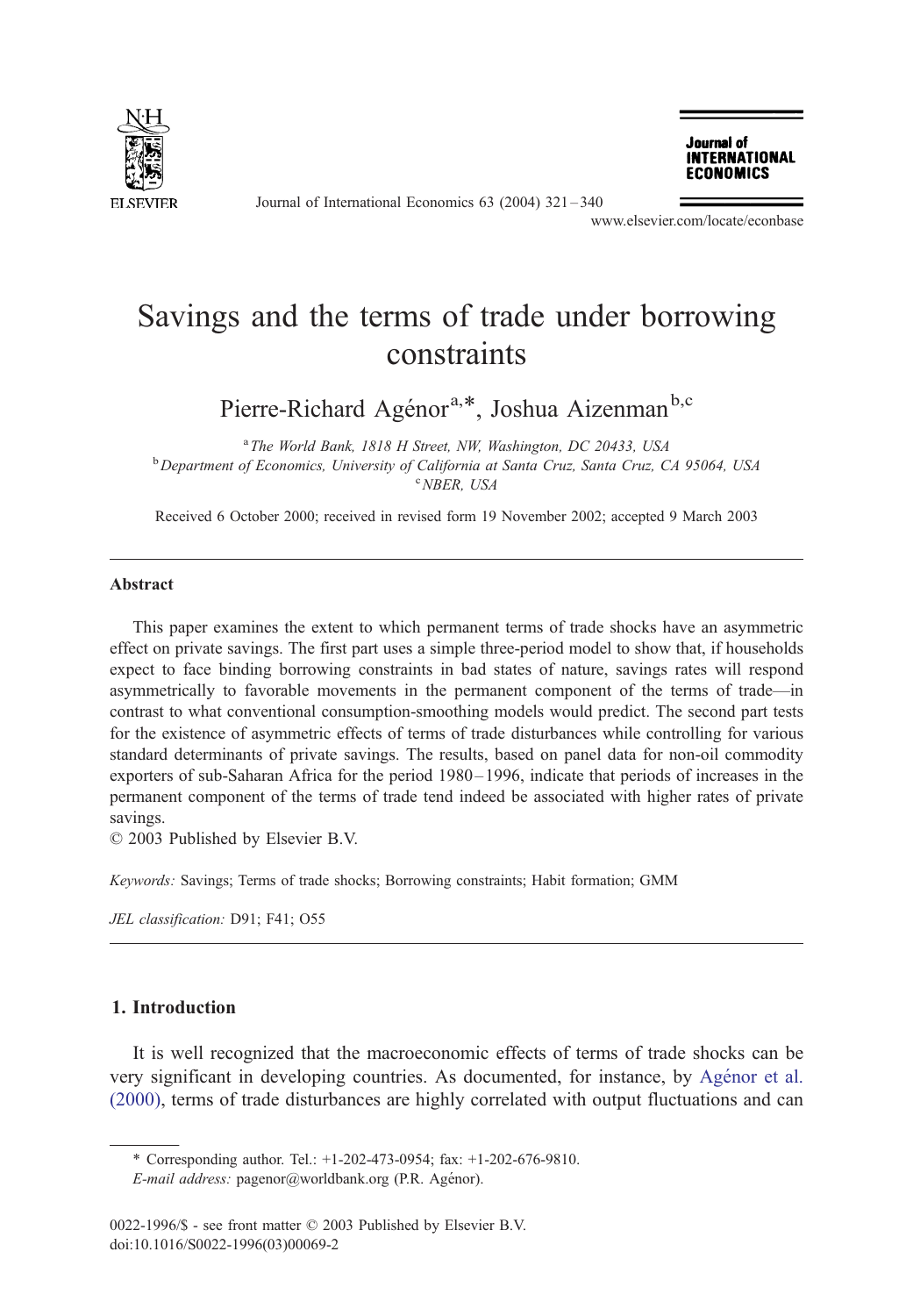# Savings and the terms of trade under borrowing constraints

Pierre-Richard Agénor[a,*], Joshua Aizenman[b,c]

[a] The World Bank, 1818 H Street, NW, Washington, DC 20433, USA

[b] Department of Economics, University of California at Santa Cruz, Santa Cruz, CA 95064, USA

[c] NBER, USA

Received 6 October 2000; received in revised form 19 November 2002; accepted 9 March 2003

---

## Abstract

This paper examines the extent to which permanent terms of trade shocks have an asymmetric effect on private savings. The first part uses a simple three-period model to show that, if households expect to face binding borrowing constraints in bad states of nature, savings rates will respond asymmetrically to favorable movements in the permanent component of the terms of trade—in contrast to what conventional consumption-smoothing models would predict. The second part tests for the existence of asymmetric effects of terms of trade disturbances while controlling for various standard determinants of private savings. The results, based on panel data for non-oil commodity exporters of sub-Saharan Africa for the period 1980–1996, indicate that periods of increases in the permanent component of the terms of trade tend indeed be associated with higher rates of private savings.

© 2003 Published by Elsevier B.V.

*Keywords:* Savings; Terms of trade shocks; Borrowing constraints; Habit formation; GMM

*JEL classification:* D91; F41; O55

---

## 1. Introduction

It is well recognized that the macroeconomic effects of terms of trade shocks can be very significant in developing countries. As documented, for instance, by Agénor et al. (2000), terms of trade disturbances are highly correlated with output fluctuations and can

---

* Corresponding author. Tel.: +1-202-473-0954; fax: +1-202-676-9810.

*E-mail address:* pagenor@worldbank.org (P.R. Agénor).

0022-1996/$ - see front matter © 2003 Published by Elsevier B.V.
doi:10.1016/S0022-1996(03)00069-2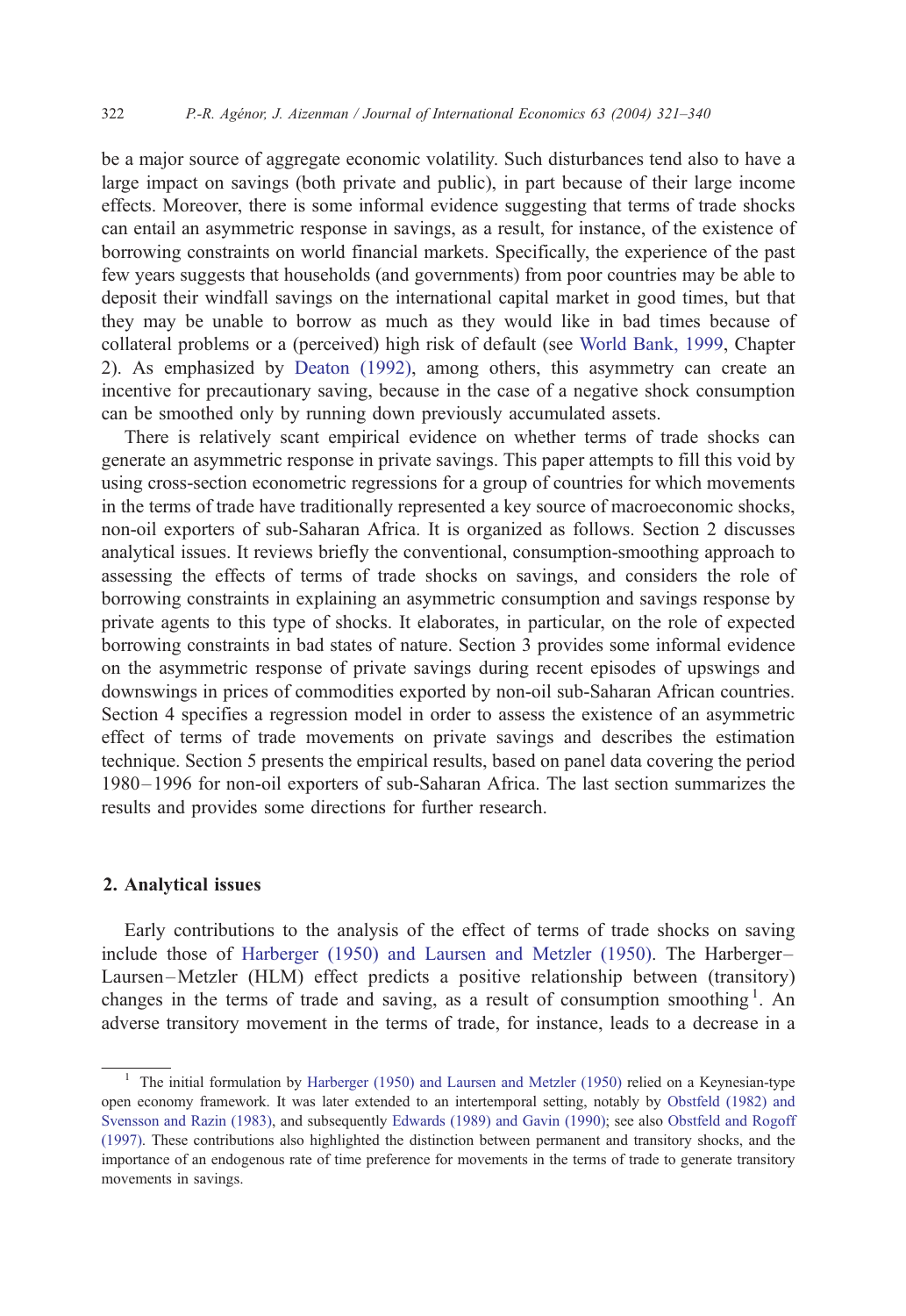be a major source of aggregate economic volatility. Such disturbances tend also to have a large impact on savings (both private and public), in part because of their large income effects. Moreover, there is some informal evidence suggesting that terms of trade shocks can entail an asymmetric response in savings, as a result, for instance, of the existence of borrowing constraints on world financial markets. Specifically, the experience of the past few years suggests that households (and governments) from poor countries may be able to deposit their windfall savings on the international capital market in good times, but that they may be unable to borrow as much as they would like in bad times because of collateral problems or a (perceived) high risk of default (see World Bank, 1999, Chapter 2). As emphasized by Deaton (1992), among others, this asymmetry can create an incentive for precautionary saving, because in the case of a negative shock consumption can be smoothed only by running down previously accumulated assets.

There is relatively scant empirical evidence on whether terms of trade shocks can generate an asymmetric response in private savings. This paper attempts to fill this void by using cross-section econometric regressions for a group of countries for which movements in the terms of trade have traditionally represented a key source of macroeconomic shocks, non-oil exporters of sub-Saharan Africa. It is organized as follows. Section 2 discusses analytical issues. It reviews briefly the conventional, consumption-smoothing approach to assessing the effects of terms of trade shocks on savings, and considers the role of borrowing constraints in explaining an asymmetric consumption and savings response by private agents to this type of shocks. It elaborates, in particular, on the role of expected borrowing constraints in bad states of nature. Section 3 provides some informal evidence on the asymmetric response of private savings during recent episodes of upswings and downswings in prices of commodities exported by non-oil sub-Saharan African countries. Section 4 specifies a regression model in order to assess the existence of an asymmetric effect of terms of trade movements on private savings and describes the estimation technique. Section 5 presents the empirical results, based on panel data covering the period 1980–1996 for non-oil exporters of sub-Saharan Africa. The last section summarizes the results and provides some directions for further research.

## 2. Analytical issues

Early contributions to the analysis of the effect of terms of trade shocks on saving include those of Harberger (1950) and Laursen and Metzler (1950). The Harberger–Laursen–Metzler (HLM) effect predicts a positive relationship between (transitory) changes in the terms of trade and saving, as a result of consumption smoothing [1]. An adverse transitory movement in the terms of trade, for instance, leads to a decrease in a

---

[1] The initial formulation by Harberger (1950) and Laursen and Metzler (1950) relied on a Keynesian-type open economy framework. It was later extended to an intertemporal setting, notably by Obstfeld (1982) and Svensson and Razin (1983), and subsequently Edwards (1989) and Gavin (1990); see also Obstfeld and Rogoff (1997). These contributions also highlighted the distinction between permanent and transitory shocks, and the importance of an endogenous rate of time preference for movements in the terms of trade to generate transitory movements in savings.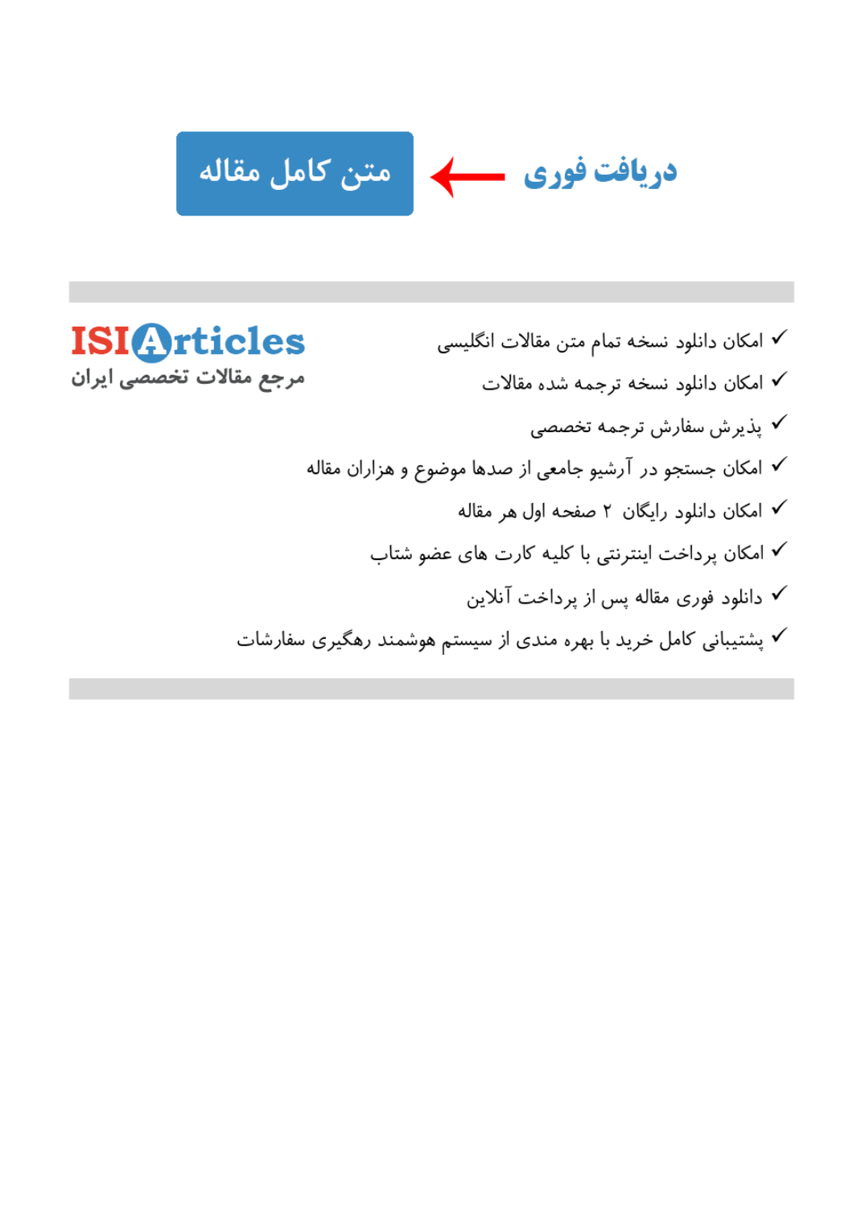دریافت فوری ← متن کامل مقاله

**ISIArticles**
مرجع مقالات تخصصی ایران

- ✓ امکان دانلود نسخه تمام متن مقالات انگلیسی
- ✓ امکان دانلود نسخه ترجمه شده مقالات
- ✓ پذیرش سفارش ترجمه تخصصی
- ✓ امکان جستجو در آرشیو جامعی از صدها موضوع و هزاران مقاله
- ✓ امکان دانلود رایگان ۲ صفحه اول هر مقاله
- ✓ امکان پرداخت اینترنتی با کلیه کارت های عضو شتاب
- ✓ دانلود فوری مقاله پس از پرداخت آنلاین
- ✓ پشتیبانی کامل خرید با بهره مندی از سیستم هوشمند رهگیری سفارشات